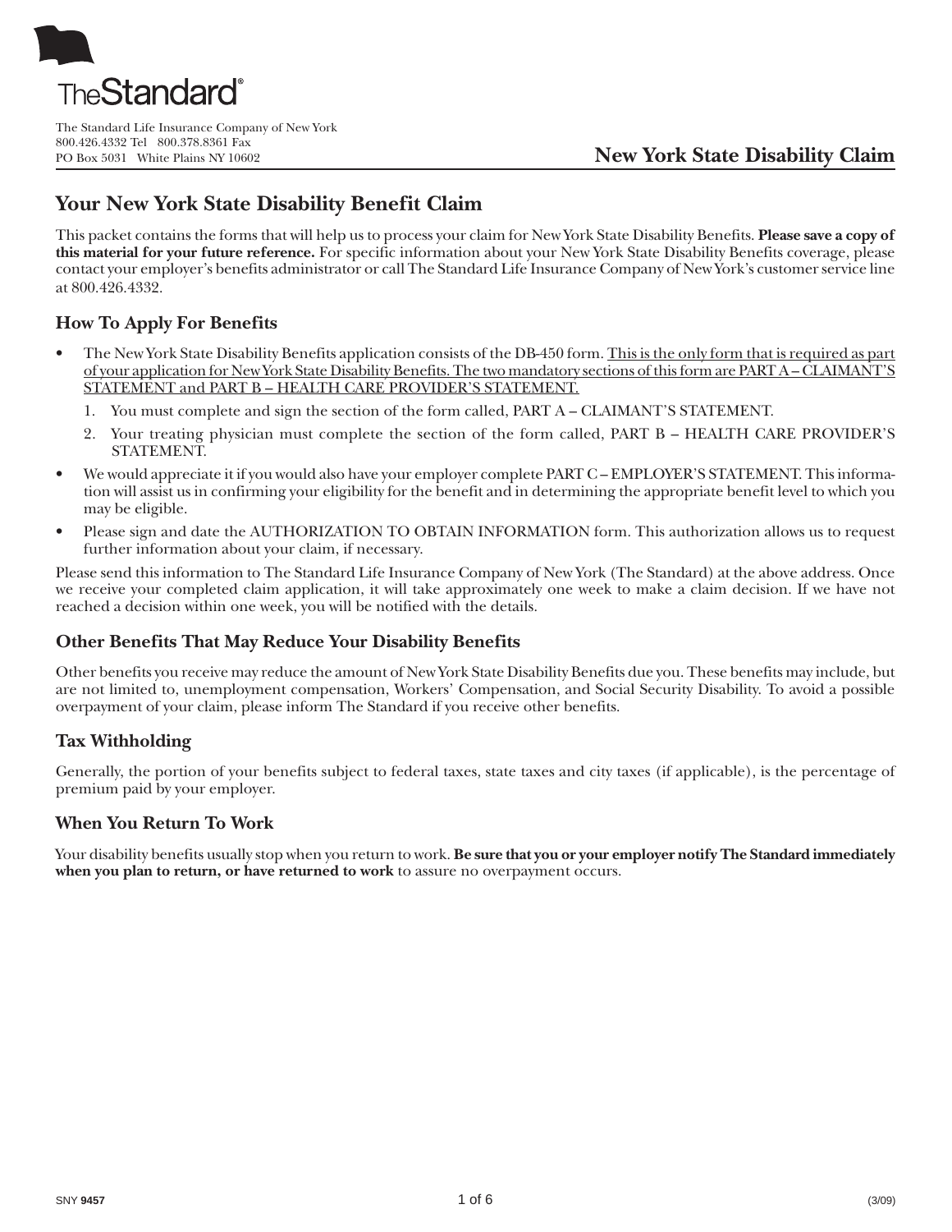The Standard

The Standard Life Insurance Company of New York
800.426.4332 Tel 800.378.8361 Fax
PO Box 5031 White Plains NY 10602

**New York State Disability Claim**

## Your New York State Disability Benefit Claim

This packet contains the forms that will help us to process your claim for New York State Disability Benefits. **Please save a copy of this material for your future reference.** For specific information about your New York State Disability Benefits coverage, please contact your employer's benefits administrator or call The Standard Life Insurance Company of New York's customer service line at 800.426.4332.

### How To Apply For Benefits

- The New York State Disability Benefits application consists of the DB-450 form. <u>This is the only form that is required as part of your application for New York State Disability Benefits. The two mandatory sections of this form are PART A – CLAIMANT'S STATEMENT and PART B – HEALTH CARE PROVIDER'S STATEMENT.</u>
  1. You must complete and sign the section of the form called, PART A – CLAIMANT'S STATEMENT.
  2. Your treating physician must complete the section of the form called, PART B – HEALTH CARE PROVIDER'S STATEMENT.
- We would appreciate it if you would also have your employer complete PART C – EMPLOYER'S STATEMENT. This information will assist us in confirming your eligibility for the benefit and in determining the appropriate benefit level to which you may be eligible.
- Please sign and date the AUTHORIZATION TO OBTAIN INFORMATION form. This authorization allows us to request further information about your claim, if necessary.

Please send this information to The Standard Life Insurance Company of New York (The Standard) at the above address. Once we receive your completed claim application, it will take approximately one week to make a claim decision. If we have not reached a decision within one week, you will be notified with the details.

### Other Benefits That May Reduce Your Disability Benefits

Other benefits you receive may reduce the amount of New York State Disability Benefits due you. These benefits may include, but are not limited to, unemployment compensation, Workers' Compensation, and Social Security Disability. To avoid a possible overpayment of your claim, please inform The Standard if you receive other benefits.

### Tax Withholding

Generally, the portion of your benefits subject to federal taxes, state taxes and city taxes (if applicable), is the percentage of premium paid by your employer.

### When You Return To Work

Your disability benefits usually stop when you return to work. **Be sure that you or your employer notify The Standard immediately when you plan to return, or have returned to work** to assure no overpayment occurs.

SNY **9457** (3/09)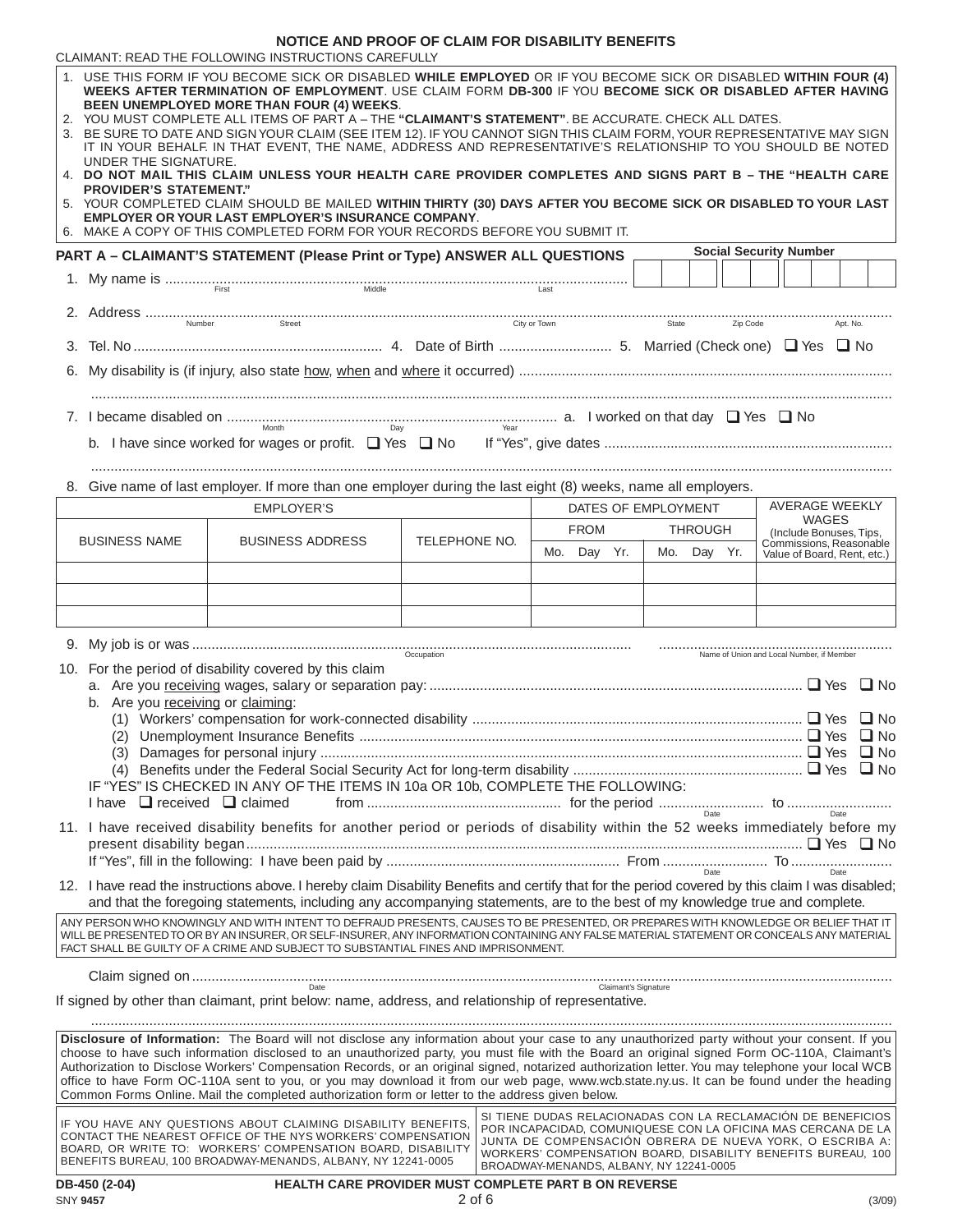# NOTICE AND PROOF OF CLAIM FOR DISABILITY BENEFITS

CLAIMANT: READ THE FOLLOWING INSTRUCTIONS CAREFULLY

1. USE THIS FORM IF YOU BECOME SICK OR DISABLED **WHILE EMPLOYED** OR IF YOU BECOME SICK OR DISABLED **WITHIN FOUR (4) WEEKS AFTER TERMINATION OF EMPLOYMENT**. USE CLAIM FORM **DB-300** IF YOU **BECOME SICK OR DISABLED AFTER HAVING BEEN UNEMPLOYED MORE THAN FOUR (4) WEEKS**.
2. YOU MUST COMPLETE ALL ITEMS OF PART A – THE **"CLAIMANT'S STATEMENT"**. BE ACCURATE. CHECK ALL DATES.
3. BE SURE TO DATE AND SIGN YOUR CLAIM (SEE ITEM 12). IF YOU CANNOT SIGN THIS CLAIM FORM, YOUR REPRESENTATIVE MAY SIGN IT IN YOUR BEHALF. IN THAT EVENT, THE NAME, ADDRESS AND REPRESENTATIVE'S RELATIONSHIP TO YOU SHOULD BE NOTED UNDER THE SIGNATURE.
4. **DO NOT MAIL THIS CLAIM UNLESS YOUR HEALTH CARE PROVIDER COMPLETES AND SIGNS PART B – THE "HEALTH CARE PROVIDER'S STATEMENT."**
5. YOUR COMPLETED CLAIM SHOULD BE MAILED **WITHIN THIRTY (30) DAYS AFTER YOU BECOME SICK OR DISABLED TO YOUR LAST EMPLOYER OR YOUR LAST EMPLOYER'S INSURANCE COMPANY**.
6. MAKE A COPY OF THIS COMPLETED FORM FOR YOUR RECORDS BEFORE YOU SUBMIT IT.

## PART A – CLAIMANT'S STATEMENT (Please Print or Type) ANSWER ALL QUESTIONS

Social Security Number: ☐☐☐ ☐☐ ☐☐☐☐

1. My name is ........................................................................ (First / Middle / Last)
2. Address ........................................................................ (Number / Street / City or Town / State / Zip Code / Apt. No.)
3. Tel. No ............................................ 4. Date of Birth ............................ 5. Married (Check one) ☐ Yes ☐ No
6. My disability is (if injury, also state how, when and where it occurred) ..............................................................................

   ..............................................................................
7. I became disabled on .................................... (Month / Day / Year) a. I worked on that day ☐ Yes ☐ No

   b. I have since worked for wages or profit. ☐ Yes ☐ No If "Yes", give dates ..............................................

   ..............................................................................
8. Give name of last employer. If more than one employer during the last eight (8) weeks, name all employers.

| EMPLOYER'S | | | DATES OF EMPLOYMENT | | AVERAGE WEEKLY WAGES (Include Bonuses, Tips, Commissions, Reasonable Value of Board, Rent, etc.) |
|---|---|---|---|---|---|
| BUSINESS NAME | BUSINESS ADDRESS | TELEPHONE NO. | FROM Mo. Day Yr. | THROUGH Mo. Day Yr. | |
| | | | | | |
| | | | | | |
| | | | | | |

9. My job is or was ........................................ (Occupation) ........................................ (Name of Union and Local Number, if Member)
10. For the period of disability covered by this claim
    a. Are you receiving wages, salary or separation pay: ........................................ ☐ Yes ☐ No
    b. Are you receiving or claiming:
       (1) Workers' compensation for work-connected disability ........................................ ☐ Yes ☐ No
       (2) Unemployment Insurance Benefits ........................................ ☐ Yes ☐ No
       (3) Damages for personal injury ........................................ ☐ Yes ☐ No
       (4) Benefits under the Federal Social Security Act for long-term disability ........................................ ☐ Yes ☐ No

    IF "YES" IS CHECKED IN ANY OF THE ITEMS IN 10a OR 10b, COMPLETE THE FOLLOWING:

    I have ☐ received ☐ claimed from .................................... for the period .................... (Date) to .................... (Date)
11. I have received disability benefits for another period or periods of disability within the 52 weeks immediately before my present disability began ........................................ ☐ Yes ☐ No

    If "Yes", fill in the following: I have been paid by .................................... From .................... (Date) To .................... (Date)
12. I have read the instructions above. I hereby claim Disability Benefits and certify that for the period covered by this claim I was disabled; and that the foregoing statements, including any accompanying statements, are to the best of my knowledge true and complete.

ANY PERSON WHO KNOWINGLY AND WITH INTENT TO DEFRAUD PRESENTS, CAUSES TO BE PRESENTED, OR PREPARES WITH KNOWLEDGE OR BELIEF THAT IT WILL BE PRESENTED TO OR BY AN INSURER, OR SELF-INSURER, ANY INFORMATION CONTAINING ANY FALSE MATERIAL STATEMENT OR CONCEALS ANY MATERIAL FACT SHALL BE GUILTY OF A CRIME AND SUBJECT TO SUBSTANTIAL FINES AND IMPRISONMENT.

Claim signed on .................................... (Date) .................................... (Claimant's Signature)

If signed by other than claimant, print below: name, address, and relationship of representative.

..............................................................................

**Disclosure of Information:** The Board will not disclose any information about your case to any unauthorized party without your consent. If you choose to have such information disclosed to an unauthorized party, you must file with the Board an original signed Form OC-110A, Claimant's Authorization to Disclose Workers' Compensation Records, or an original signed, notarized authorization letter. You may telephone your local WCB office to have Form OC-110A sent to you, or you may download it from our web page, www.wcb.state.ny.us. It can be found under the heading Common Forms Online. Mail the completed authorization form or letter to the address given below.

IF YOU HAVE ANY QUESTIONS ABOUT CLAIMING DISABILITY BENEFITS, CONTACT THE NEAREST OFFICE OF THE NYS WORKERS' COMPENSATION BOARD, OR WRITE TO: WORKERS' COMPENSATION BOARD, DISABILITY BENEFITS BUREAU, 100 BROADWAY-MENANDS, ALBANY, NY 12241-0005

SI TIENE DUDAS RELACIONADAS CON LA RECLAMACIÓN DE BENEFICIOS POR INCAPACIDAD, COMUNIQUESE CON LA OFICINA MAS CERCANA DE LA JUNTA DE COMPENSACIÓN OBRERA DE NUEVA YORK, O ESCRIBA A: WORKERS' COMPENSATION BOARD, DISABILITY BENEFITS BUREAU, 100 BROADWAY-MENANDS, ALBANY, NY 12241-0005

DB-450 (2-04) **HEALTH CARE PROVIDER MUST COMPLETE PART B ON REVERSE**

SNY **9457** (3/09)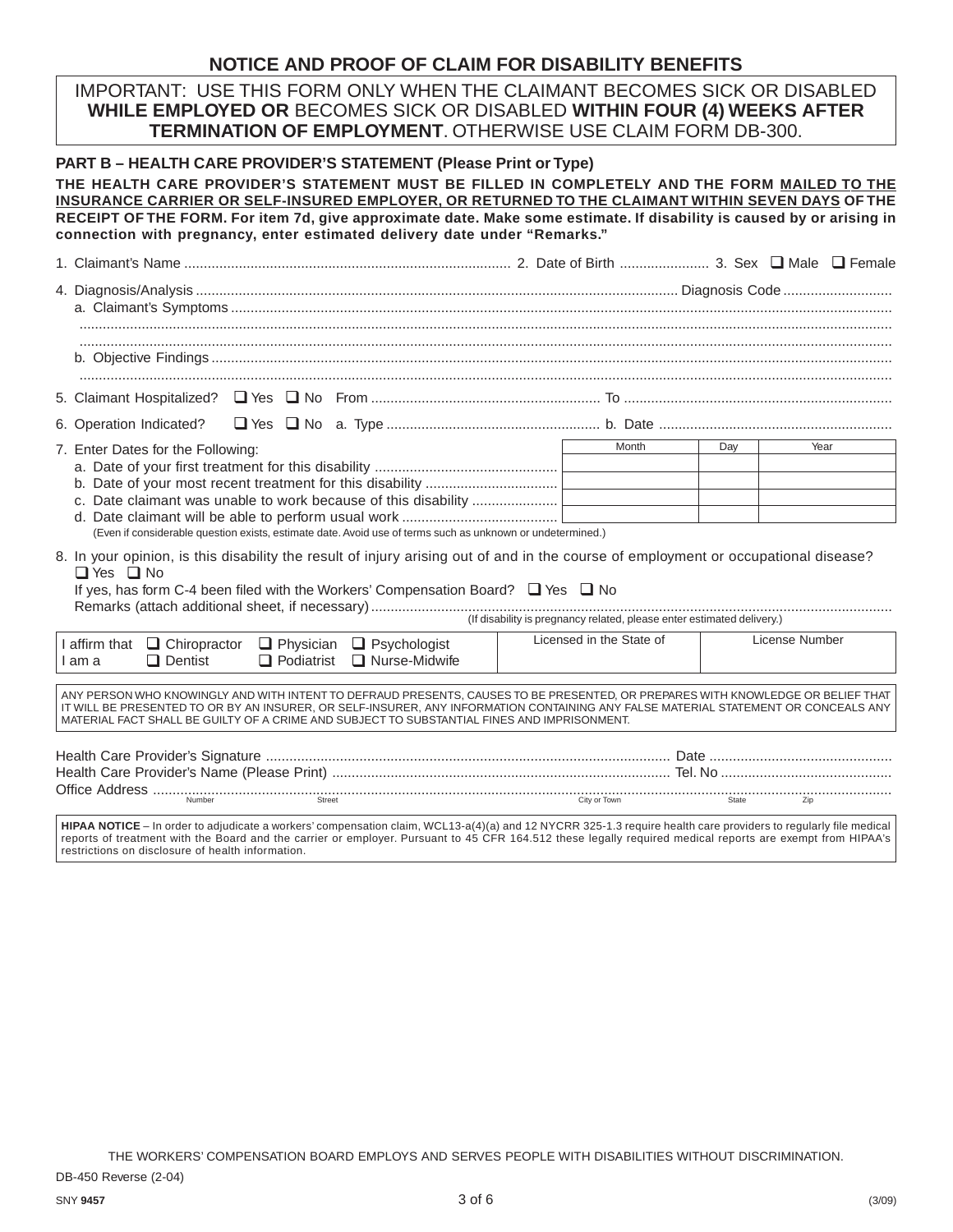# NOTICE AND PROOF OF CLAIM FOR DISABILITY BENEFITS

IMPORTANT: USE THIS FORM ONLY WHEN THE CLAIMANT BECOMES SICK OR DISABLED **WHILE EMPLOYED OR** BECOMES SICK OR DISABLED **WITHIN FOUR (4) WEEKS AFTER TERMINATION OF EMPLOYMENT**. OTHERWISE USE CLAIM FORM DB-300.

## PART B – HEALTH CARE PROVIDER'S STATEMENT (Please Print or Type)

**THE HEALTH CARE PROVIDER'S STATEMENT MUST BE FILLED IN COMPLETELY AND THE FORM MAILED TO THE INSURANCE CARRIER OR SELF-INSURED EMPLOYER, OR RETURNED TO THE CLAIMANT WITHIN SEVEN DAYS OF THE RECEIPT OF THE FORM. For item 7d, give approximate date. Make some estimate. If disability is caused by or arising in connection with pregnancy, enter estimated delivery date under "Remarks."**

1. Claimant's Name .................................................. 2. Date of Birth ...................... 3. Sex ❑ Male ❑ Female

4. Diagnosis/Analysis .................................................. Diagnosis Code ...........................
   a. Claimant's Symptoms ..................................................
   ..................................................
   ..................................................
   b. Objective Findings ..................................................
   ..................................................

5. Claimant Hospitalized? ❑ Yes ❑ No From .................................................. To ..................................................

6. Operation Indicated? ❑ Yes ❑ No a. Type .................................................. b. Date ..................................................

7. Enter Dates for the Following:

| | Month | Day | Year |
|---|---|---|---|
| a. Date of your first treatment for this disability | | | |
| b. Date of your most recent treatment for this disability | | | |
| c. Date claimant was unable to work because of this disability | | | |
| d. Date claimant will be able to perform usual work | | | |

(Even if considerable question exists, estimate date. Avoid use of terms such as unknown or undetermined.)

8. In your opinion, is this disability the result of injury arising out of and in the course of employment or occupational disease?
   ❑ Yes ❑ No
   If yes, has form C-4 been filed with the Workers' Compensation Board? ❑ Yes ❑ No
   Remarks (attach additional sheet, if necessary) ..................................................
   (If disability is pregnancy related, please enter estimated delivery.)

| I affirm that I am a ❑ Chiropractor ❑ Dentist ❑ Physician ❑ Podiatrist ❑ Psychologist ❑ Nurse-Midwife | Licensed in the State of | License Number |
|---|---|---|
| | | |

ANY PERSON WHO KNOWINGLY AND WITH INTENT TO DEFRAUD PRESENTS, CAUSES TO BE PRESENTED, OR PREPARES WITH KNOWLEDGE OR BELIEF THAT IT WILL BE PRESENTED TO OR BY AN INSURER, OR SELF-INSURER, ANY INFORMATION CONTAINING ANY FALSE MATERIAL STATEMENT OR CONCEALS ANY MATERIAL FACT SHALL BE GUILTY OF A CRIME AND SUBJECT TO SUBSTANTIAL FINES AND IMPRISONMENT.

Health Care Provider's Signature .................................................. Date ..................................................

Health Care Provider's Name (Please Print) .................................................. Tel. No ..................................................

Office Address ..................................................
Number Street City or Town State Zip

**HIPAA NOTICE** – In order to adjudicate a workers' compensation claim, WCL13-a(4)(a) and 12 NYCRR 325-1.3 require health care providers to regularly file medical reports of treatment with the Board and the carrier or employer. Pursuant to 45 CFR 164.512 these legally required medical reports are exempt from HIPAA's restrictions on disclosure of health information.

THE WORKERS' COMPENSATION BOARD EMPLOYS AND SERVES PEOPLE WITH DISABILITIES WITHOUT DISCRIMINATION.

DB-450 Reverse (2-04)

SNY **9457** (3/09)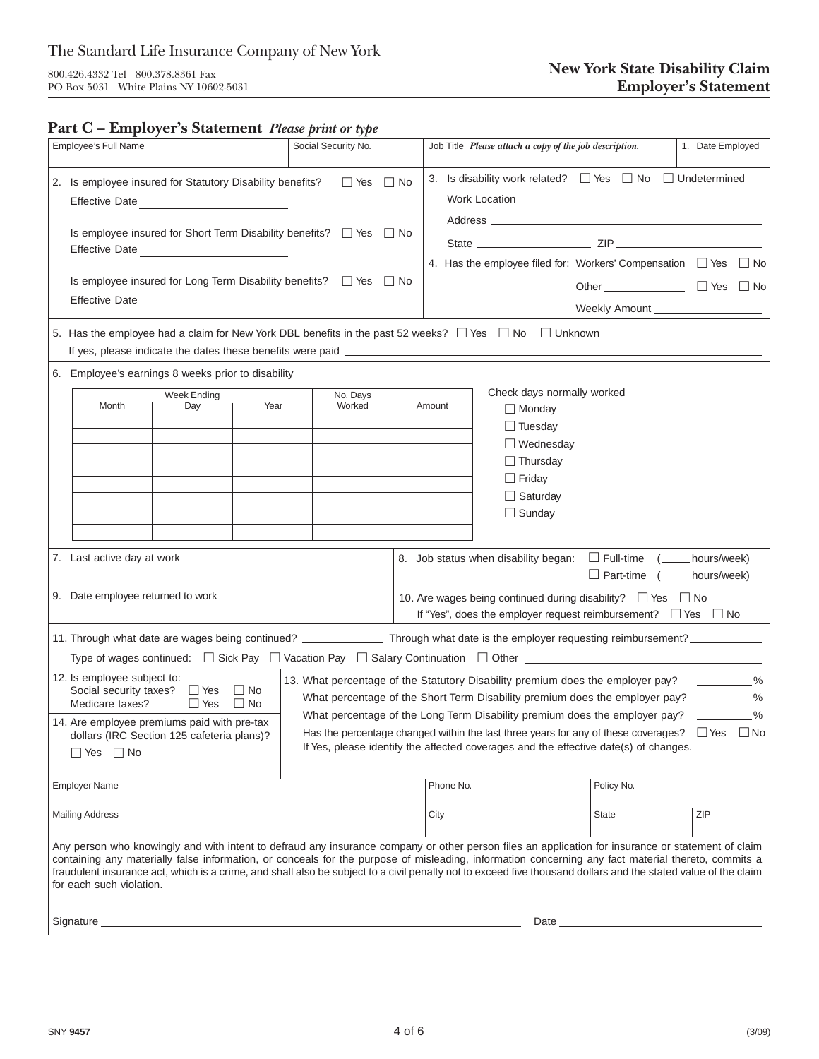The Standard Life Insurance Company of New York

800.426.4332 Tel 800.378.8361 Fax
PO Box 5031 White Plains NY 10602-5031

**New York State Disability Claim**
**Employer's Statement**

## Part C – Employer's Statement *Please print or type*

| Employee's Full Name | Social Security No. | Job Title *Please attach a copy of the job description.* | 1. Date Employed |
|---|---|---|---|
| | | | |

2. Is employee insured for Statutory Disability benefits? ☐ Yes ☐ No
   Effective Date ____________

   Is employee insured for Short Term Disability benefits? ☐ Yes ☐ No
   Effective Date ____________

   Is employee insured for Long Term Disability benefits? ☐ Yes ☐ No
   Effective Date ____________

3. Is disability work related? ☐ Yes ☐ No ☐ Undetermined
   Work Location
   Address ____________
   State ____________ ZIP ____________

4. Has the employee filed for: Workers' Compensation ☐ Yes ☐ No
   Other ____________ ☐ Yes ☐ No
   Weekly Amount ____________

5. Has the employee had a claim for New York DBL benefits in the past 52 weeks? ☐ Yes ☐ No ☐ Unknown
   If yes, please indicate the dates these benefits were paid ____________

6. Employee's earnings 8 weeks prior to disability

| Month | Week Ending Day | Year | No. Days Worked | Amount |
|---|---|---|---|---|
| | | | | |
| | | | | |
| | | | | |
| | | | | |
| | | | | |
| | | | | |
| | | | | |
| | | | | |

Check days normally worked
- ☐ Monday
- ☐ Tuesday
- ☐ Wednesday
- ☐ Thursday
- ☐ Friday
- ☐ Saturday
- ☐ Sunday

7. Last active day at work

8. Job status when disability began: ☐ Full-time (_____ hours/week) ☐ Part-time (_____ hours/week)

9. Date employee returned to work

10. Are wages being continued during disability? ☐ Yes ☐ No
    If "Yes", does the employer request reimbursement? ☐ Yes ☐ No

11. Through what date are wages being continued? ____________ Through what date is the employer requesting reimbursement? ____________
    Type of wages continued: ☐ Sick Pay ☐ Vacation Pay ☐ Salary Continuation ☐ Other ____________

12. Is employee subject to:
    Social security taxes? ☐ Yes ☐ No
    Medicare taxes? ☐ Yes ☐ No

13. What percentage of the Statutory Disability premium does the employer pay? ________%
    What percentage of the Short Term Disability premium does the employer pay? ________%
    What percentage of the Long Term Disability premium does the employer pay? ________%
    Has the percentage changed within the last three years for any of these coverages? ☐ Yes ☐ No
    If Yes, please identify the affected coverages and the effective date(s) of changes.

14. Are employee premiums paid with pre-tax dollars (IRC Section 125 cafeteria plans)?
    ☐ Yes ☐ No

| Employer Name | Phone No. | Policy No. | |
|---|---|---|---|
| | | | |
| **Mailing Address** | **City** | **State** | **ZIP** |
| | | | |

Any person who knowingly and with intent to defraud any insurance company or other person files an application for insurance or statement of claim containing any materially false information, or conceals for the purpose of misleading, information concerning any fact material thereto, commits a fraudulent insurance act, which is a crime, and shall also be subject to a civil penalty not to exceed five thousand dollars and the stated value of the claim for each such violation.

Signature ____________ Date ____________

SNY **9457** (3/09)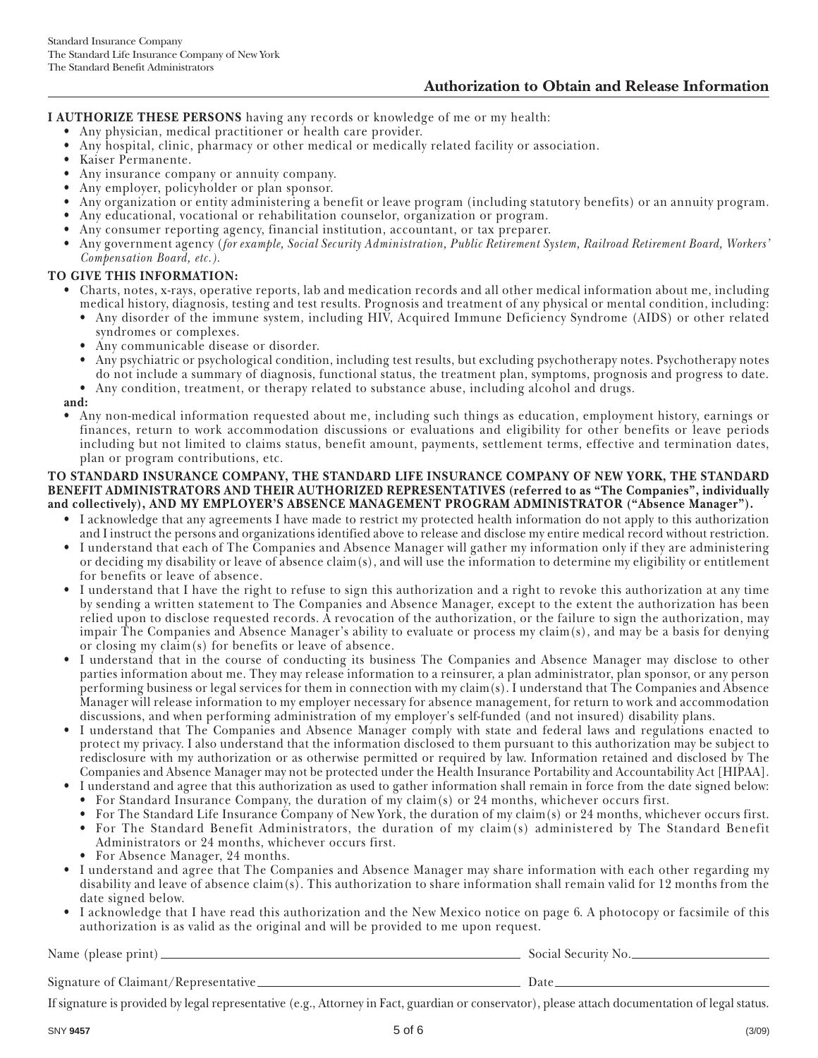Standard Insurance Company
The Standard Life Insurance Company of New York
The Standard Benefit Administrators

## Authorization to Obtain and Release Information

**I AUTHORIZE THESE PERSONS** having any records or knowledge of me or my health:

- Any physician, medical practitioner or health care provider.
- Any hospital, clinic, pharmacy or other medical or medically related facility or association.
- Kaiser Permanente.
- Any insurance company or annuity company.
- Any employer, policyholder or plan sponsor.
- Any organization or entity administering a benefit or leave program (including statutory benefits) or an annuity program.
- Any educational, vocational or rehabilitation counselor, organization or program.
- Any consumer reporting agency, financial institution, accountant, or tax preparer.
- Any government agency (*for example, Social Security Administration, Public Retirement System, Railroad Retirement Board, Workers' Compensation Board, etc.*).

**TO GIVE THIS INFORMATION:**

- Charts, notes, x-rays, operative reports, lab and medication records and all other medical information about me, including medical history, diagnosis, testing and test results. Prognosis and treatment of any physical or mental condition, including:
  - Any disorder of the immune system, including HIV, Acquired Immune Deficiency Syndrome (AIDS) or other related syndromes or complexes.
  - Any communicable disease or disorder.
  - Any psychiatric or psychological condition, including test results, but excluding psychotherapy notes. Psychotherapy notes do not include a summary of diagnosis, functional status, the treatment plan, symptoms, prognosis and progress to date.
  - Any condition, treatment, or therapy related to substance abuse, including alcohol and drugs.

**and:**

- Any non-medical information requested about me, including such things as education, employment history, earnings or finances, return to work accommodation discussions or evaluations and eligibility for other benefits or leave periods including but not limited to claims status, benefit amount, payments, settlement terms, effective and termination dates, plan or program contributions, etc.

**TO STANDARD INSURANCE COMPANY, THE STANDARD LIFE INSURANCE COMPANY OF NEW YORK, THE STANDARD BENEFIT ADMINISTRATORS AND THEIR AUTHORIZED REPRESENTATIVES (referred to as "The Companies", individually and collectively), AND MY EMPLOYER'S ABSENCE MANAGEMENT PROGRAM ADMINISTRATOR ("Absence Manager").**

- I acknowledge that any agreements I have made to restrict my protected health information do not apply to this authorization and I instruct the persons and organizations identified above to release and disclose my entire medical record without restriction.
- I understand that each of The Companies and Absence Manager will gather my information only if they are administering or deciding my disability or leave of absence claim(s), and will use the information to determine my eligibility or entitlement for benefits or leave of absence.
- I understand that I have the right to refuse to sign this authorization and a right to revoke this authorization at any time by sending a written statement to The Companies and Absence Manager, except to the extent the authorization has been relied upon to disclose requested records. A revocation of the authorization, or the failure to sign the authorization, may impair The Companies and Absence Manager's ability to evaluate or process my claim(s), and may be a basis for denying or closing my claim(s) for benefits or leave of absence.
- I understand that in the course of conducting its business The Companies and Absence Manager may disclose to other parties information about me. They may release information to a reinsurer, a plan administrator, plan sponsor, or any person performing business or legal services for them in connection with my claim(s). I understand that The Companies and Absence Manager will release information to my employer necessary for absence management, for return to work and accommodation discussions, and when performing administration of my employer's self-funded (and not insured) disability plans.
- I understand that The Companies and Absence Manager comply with state and federal laws and regulations enacted to protect my privacy. I also understand that the information disclosed to them pursuant to this authorization may be subject to redisclosure with my authorization or as otherwise permitted or required by law. Information retained and disclosed by The Companies and Absence Manager may not be protected under the Health Insurance Portability and Accountability Act [HIPAA].
- I understand and agree that this authorization as used to gather information shall remain in force from the date signed below:
  - For Standard Insurance Company, the duration of my claim(s) or 24 months, whichever occurs first.
  - For The Standard Life Insurance Company of New York, the duration of my claim(s) or 24 months, whichever occurs first.
  - For The Standard Benefit Administrators, the duration of my claim(s) administered by The Standard Benefit Administrators or 24 months, whichever occurs first.
  - For Absence Manager, 24 months.
- I understand and agree that The Companies and Absence Manager may share information with each other regarding my disability and leave of absence claim(s). This authorization to share information shall remain valid for 12 months from the date signed below.
- I acknowledge that I have read this authorization and the New Mexico notice on page 6. A photocopy or facsimile of this authorization is as valid as the original and will be provided to me upon request.

Name (please print) ______________________________ Social Security No. ____________________

Signature of Claimant/Representative ______________________________ Date ____________________

If signature is provided by legal representative (e.g., Attorney in Fact, guardian or conservator), please attach documentation of legal status.

SNY **9457** (3/09)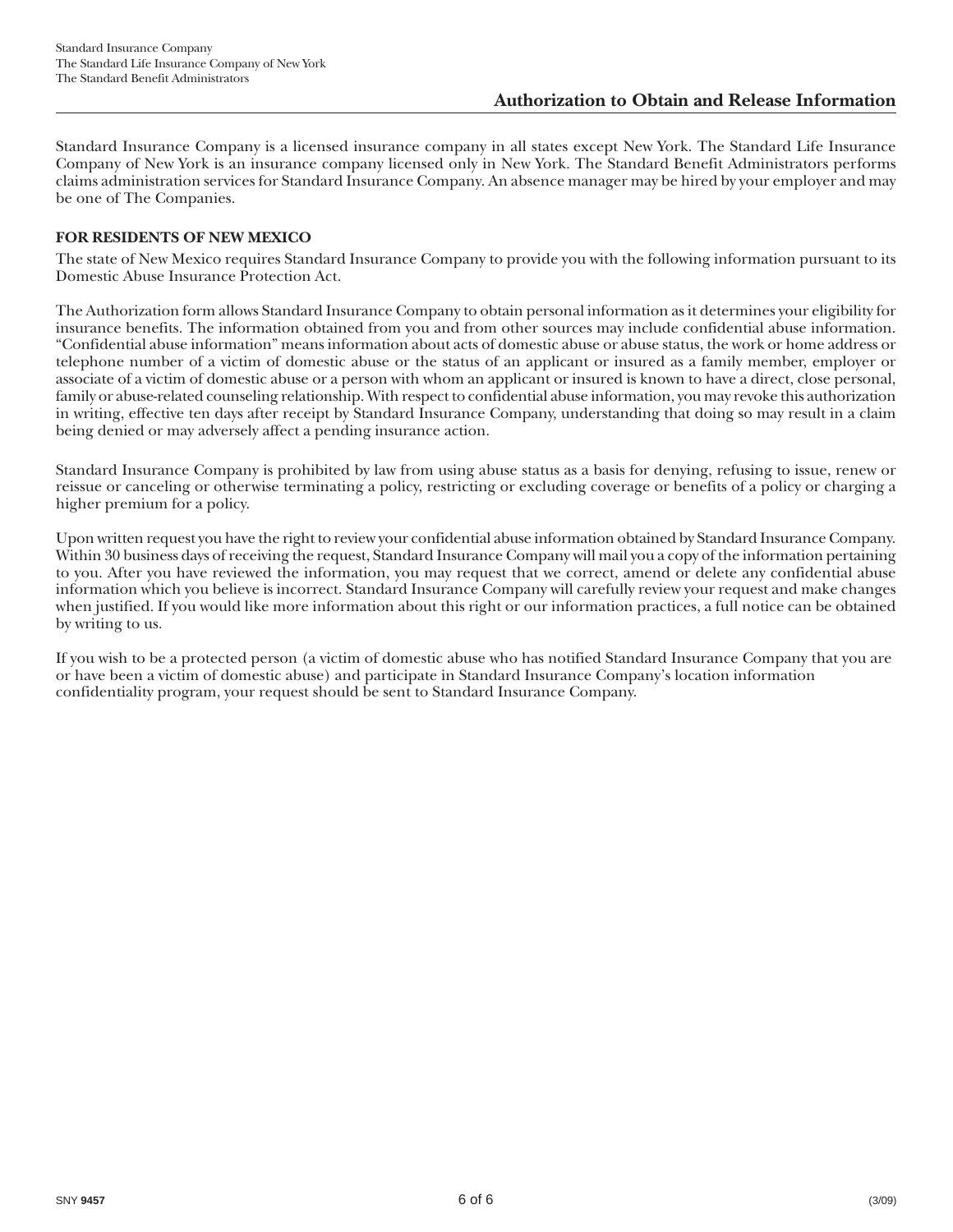Standard Insurance Company
The Standard Life Insurance Company of New York
The Standard Benefit Administrators

## Authorization to Obtain and Release Information

Standard Insurance Company is a licensed insurance company in all states except New York. The Standard Life Insurance Company of New York is an insurance company licensed only in New York. The Standard Benefit Administrators performs claims administration services for Standard Insurance Company. An absence manager may be hired by your employer and may be one of The Companies.

**FOR RESIDENTS OF NEW MEXICO**

The state of New Mexico requires Standard Insurance Company to provide you with the following information pursuant to its Domestic Abuse Insurance Protection Act.

The Authorization form allows Standard Insurance Company to obtain personal information as it determines your eligibility for insurance benefits. The information obtained from you and from other sources may include confidential abuse information. "Confidential abuse information" means information about acts of domestic abuse or abuse status, the work or home address or telephone number of a victim of domestic abuse or the status of an applicant or insured as a family member, employer or associate of a victim of domestic abuse or a person with whom an applicant or insured is known to have a direct, close personal, family or abuse-related counseling relationship. With respect to confidential abuse information, you may revoke this authorization in writing, effective ten days after receipt by Standard Insurance Company, understanding that doing so may result in a claim being denied or may adversely affect a pending insurance action.

Standard Insurance Company is prohibited by law from using abuse status as a basis for denying, refusing to issue, renew or reissue or canceling or otherwise terminating a policy, restricting or excluding coverage or benefits of a policy or charging a higher premium for a policy.

Upon written request you have the right to review your confidential abuse information obtained by Standard Insurance Company. Within 30 business days of receiving the request, Standard Insurance Company will mail you a copy of the information pertaining to you. After you have reviewed the information, you may request that we correct, amend or delete any confidential abuse information which you believe is incorrect. Standard Insurance Company will carefully review your request and make changes when justified. If you would like more information about this right or our information practices, a full notice can be obtained by writing to us.

If you wish to be a protected person (a victim of domestic abuse who has notified Standard Insurance Company that you are or have been a victim of domestic abuse) and participate in Standard Insurance Company's location information confidentiality program, your request should be sent to Standard Insurance Company.

SNY **9457** (3/09)